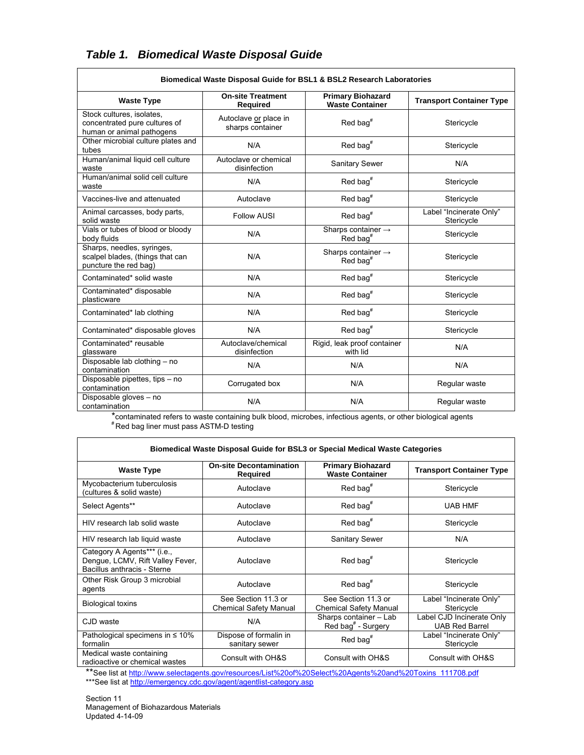## *Table 1. Biomedical Waste Disposal Guide*

| Biomedical Waste Disposal Guide for BSL1 & BSL2 Research Laboratories | | | |
|---|---|---|---|
| **Waste Type** | **On-site Treatment Required** | **Primary Biohazard Waste Container** | **Transport Container Type** |
| Stock cultures, isolates, concentrated pure cultures of human or animal pathogens | Autoclave or place in sharps container | Red bag# | Stericycle |
| Other microbial culture plates and tubes | N/A | Red bag# | Stericycle |
| Human/animal liquid cell culture waste | Autoclave or chemical disinfection | Sanitary Sewer | N/A |
| Human/animal solid cell culture waste | N/A | Red bag# | Stericycle |
| Vaccines-live and attenuated | Autoclave | Red bag# | Stericycle |
| Animal carcasses, body parts, solid waste | Follow AUSI | Red bag# | Label "Incinerate Only" Stericycle |
| Vials or tubes of blood or bloody body fluids | N/A | Sharps container → Red bag# | Stericycle |
| Sharps, needles, syringes, scalpel blades, (things that can puncture the red bag) | N/A | Sharps container → Red bag# | Stericycle |
| Contaminated* solid waste | N/A | Red bag# | Stericycle |
| Contaminated* disposable plasticware | N/A | Red bag# | Stericycle |
| Contaminated* lab clothing | N/A | Red bag# | Stericycle |
| Contaminated* disposable gloves | N/A | Red bag# | Stericycle |
| Contaminated* reusable glassware | Autoclave/chemical disinfection | Rigid, leak proof container with lid | N/A |
| Disposable lab clothing – no contamination | N/A | N/A | N/A |
| Disposable pipettes, tips – no contamination | Corrugated box | N/A | Regular waste |
| Disposable gloves – no contamination | N/A | N/A | Regular waste |

*contaminated refers to waste containing bulk blood, microbes, infectious agents, or other biological agents
#Red bag liner must pass ASTM-D testing

| Biomedical Waste Disposal Guide for BSL3 or Special Medical Waste Categories | | | |
|---|---|---|---|
| **Waste Type** | **On-site Decontamination Required** | **Primary Biohazard Waste Container** | **Transport Container Type** |
| Mycobacterium tuberculosis (cultures & solid waste) | Autoclave | Red bag# | Stericycle |
| Select Agents** | Autoclave | Red bag# | UAB HMF |
| HIV research lab solid waste | Autoclave | Red bag# | Stericycle |
| HIV research lab liquid waste | Autoclave | Sanitary Sewer | N/A |
| Category A Agents*** (i.e., Dengue, LCMV, Rift Valley Fever, Bacillus anthracis - Sterne | Autoclave | Red bag# | Stericycle |
| Other Risk Group 3 microbial agents | Autoclave | Red bag# | Stericycle |
| Biological toxins | See Section 11.3 or Chemical Safety Manual | See Section 11.3 or Chemical Safety Manual | Label "Incinerate Only" Stericycle |
| CJD waste | N/A | Sharps container – Lab Red bag# - Surgery | Label CJD Incinerate Only UAB Red Barrel |
| Pathological specimens in ≤ 10% formalin | Dispose of formalin in sanitary sewer | Red bag# | Label "Incinerate Only" Stericycle |
| Medical waste containing radioactive or chemical wastes | Consult with OH&S | Consult with OH&S | Consult with OH&S |

**See list at http://www.selectagents.gov/resources/List%20of%20Select%20Agents%20and%20Toxins_111708.pdf
***See list at http://emergency.cdc.gov/agent/agentlist-category.asp

Section 11
Management of Biohazardous Materials
Updated 4-14-09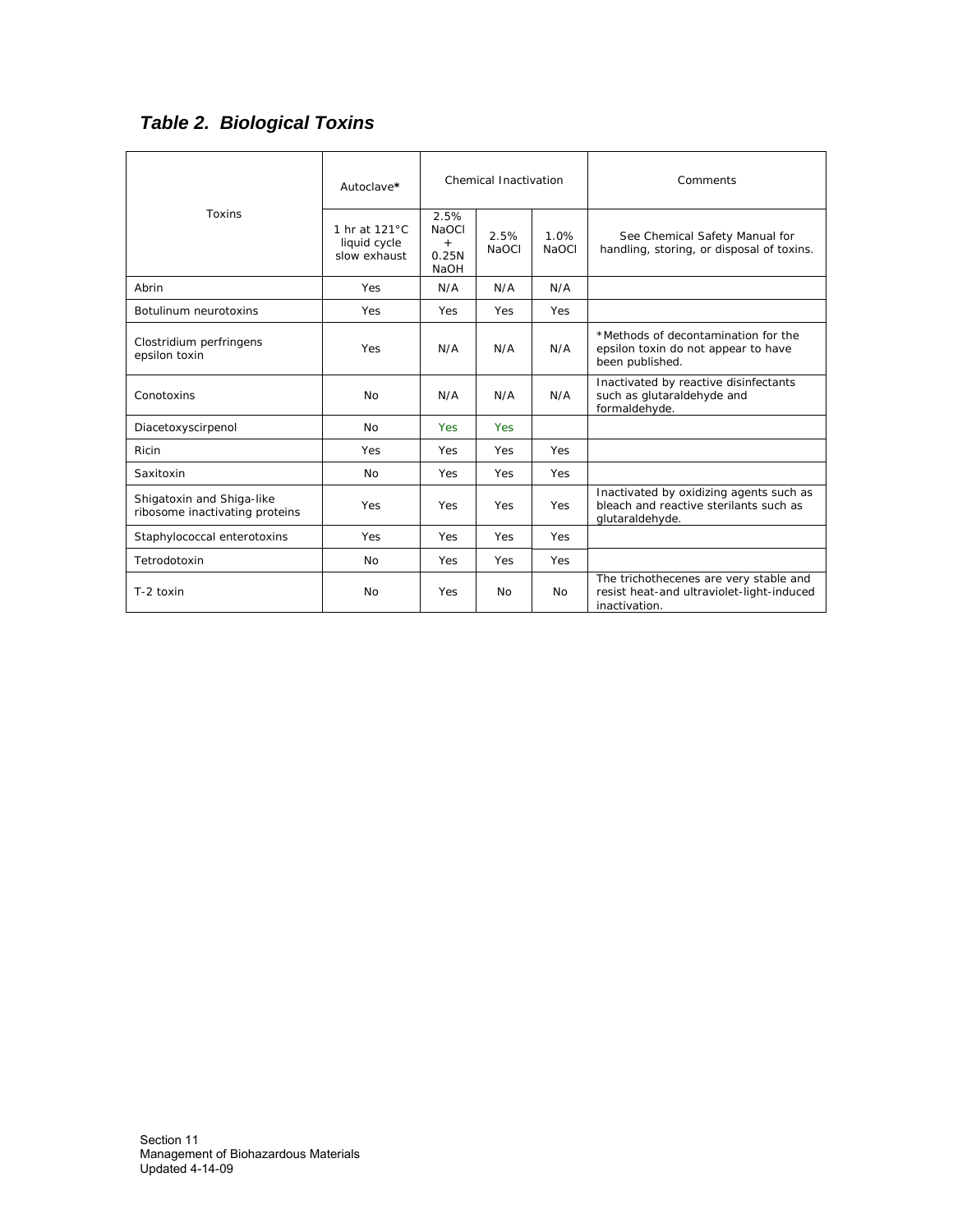### *Table 2. Biological Toxins*

| Toxins | Autoclave* | Chemical Inactivation | | | Comments |
|---|---|---|---|---|---|
| | 1 hr at 121°C liquid cycle slow exhaust | 2.5% NaOCl + 0.25N NaOH | 2.5% NaOCl | 1.0% NaOCl | See Chemical Safety Manual for handling, storing, or disposal of toxins. |
| Abrin | Yes | N/A | N/A | N/A | |
| Botulinum neurotoxins | Yes | Yes | Yes | Yes | |
| Clostridium perfringens epsilon toxin | Yes | N/A | N/A | N/A | *Methods of decontamination for the epsilon toxin do not appear to have been published. |
| Conotoxins | No | N/A | N/A | N/A | Inactivated by reactive disinfectants such as glutaraldehyde and formaldehyde. |
| Diacetoxyscirpenol | No | Yes | Yes | | |
| Ricin | Yes | Yes | Yes | Yes | |
| Saxitoxin | No | Yes | Yes | Yes | |
| Shigatoxin and Shiga-like ribosome inactivating proteins | Yes | Yes | Yes | Yes | Inactivated by oxidizing agents such as bleach and reactive sterilants such as glutaraldehyde. |
| Staphylococcal enterotoxins | Yes | Yes | Yes | Yes | |
| Tetrodotoxin | No | Yes | Yes | Yes | |
| T-2 toxin | No | Yes | No | No | The trichothecenes are very stable and resist heat-and ultraviolet-light-induced inactivation. |

Section 11
Management of Biohazardous Materials
Updated 4-14-09